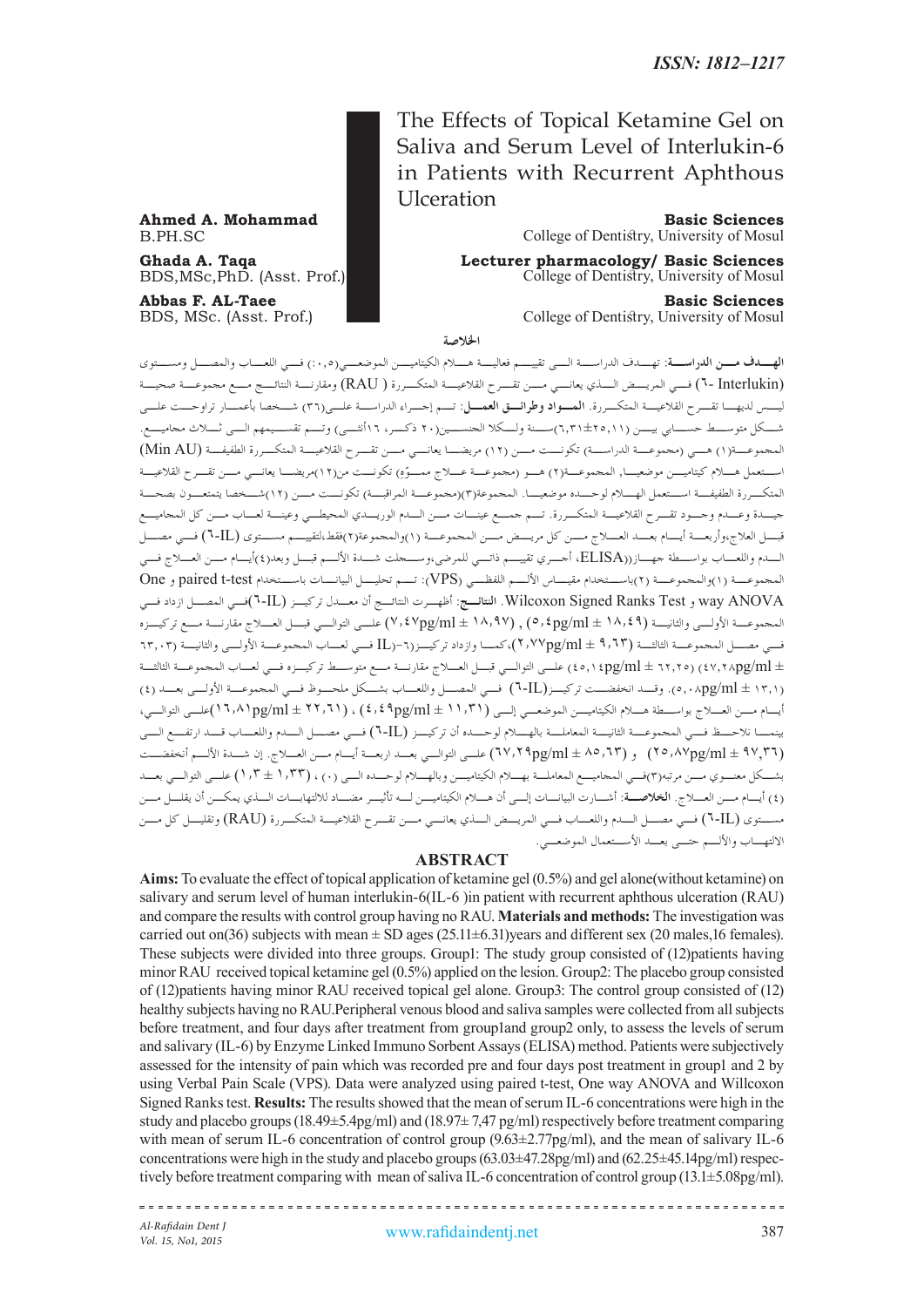ISSN: 1812–1217

# The Effects of Topical Ketamine Gel on Saliva and Serum Level of Interlukin-6 in Patients with Recurrent Aphthous Ulceration

**Ahmed A. Mohammad**
B.PH.SC
**Basic Sciences**
College of Dentistry, University of Mosul

**Ghada A. Taqa**
BDS,MSc,PhD. (Asst. Prof.)
**Lecturer pharmacology/ Basic Sciences**
College of Dentistry, University of Mosul

**Abbas F. AL-Taee**
BDS, MSc. (Asst. Prof.)
**Basic Sciences**
College of Dentistry, University of Mosul

## الخلاصة

**الهدف من الدراسة**: تهدف الدراسة الى تقييم فعالية هلام الكيتامين الموضعي(٠,٥) في اللعاب والمصل ومستوى (Interlukin -٦) في المريض الذي يعاني من تقرح القلاعية المتكررة ( RAU) ومقارنة النتائج مع مجموعة صحية ليس لديها تقرح القلاعية المتكررة. **المواد وطرائق العمل**: تم إجراء الدراسة على(٣٦) شخصا بأعمار تراوحت على شكل متوسط حسابي بين (٢٥,١١±٦,٣١)سنة ولكلا الجنسين(٢٠ ذكر، ١٦أنثى) وتم تقسيمهم الى ثلاث مجاميع. المجموعة(١) هي (مجموعة الدراسة) تكونت من (١٢) مريضا يعاني من تقرح القلاعية المتكررة الطفيفة (Min AU) استعمل هلام كيتامين موضعيا, المجموعة(٢) هو (مجموعة علاج مموّه) تكونت من(١٢)مريضا يعاني من تقرح القلاعية المتكررة الطفيفة استعمل الهلام لوحده موضعيا. المجموعة(٣)(مجموعة المراقبة) تكونت من (١٢) شخصا يتمتعون بصحة جيدة وعدم وجود تقرح القلاعية المتكررة. تم جمع عينات من الدم الوريدي المحيطي وعينة لعاب من كل المجاميع قبل العلاج،وأربعة أيام بعد العلاج من كل مريض من المجموعة (١)والمجموعة(٢)فقط،لتقييم مستوى (IL-٦) في مصل الدم واللعاب بواسطة جهاز(ELISA)، أجري تقييم ذاتي للمرضى،وسجلت شدة الألم قبل وبعد(٤)أيام من العلاج في المجموعة (١)والمجموعة (٢)باستخدام مقياس الألم اللفظي (VPS): تم تحليل البيانات باستخدام paired t-test و One way ANOVA و Wilcoxon Signed Ranks Test. **النتائج**: أظهرت النتائج أن معدل تركيز (IL-٦)في المصل ازداد في المجموعة الأولى والثانية (١٨,٤٩ ± ٥,٤pg/ml) , (١٨,٩٧ ± ٧,٤٧pg/ml) على التوالي قبل العلاج مقارنة مع تركيزه في مصل المجموعة الثالثة (٩,٦٣ ± ٢,٧٧pg/ml)،كما وازداد تركيز(٦-IL) في لعاب المجموعة الأولى والثانية (٦٣,٠٣ ± ٤٧,٢٨pg/ml) (٦٢,٢٥ ± ٤٥,١٤pg/ml) على التوالي قبل العلاج مقارنة مع متوسط تركيزه في لعاب المجموعة الثالثة (١٣,١ ± ٥,٠٨pg/ml). وقد انخفضت تركيز(٦-IL) في المصل واللعاب بشكل ملحوظ في المجموعة الأولى بعد (٤) أيام من العلاج بواسطة هلام الكيتامين الموضعي إلى (١١,٣١ ± ٤,٤٩pg/ml) ، (٢٢,٦١ ± ١٦,٨١pg/ml)على التوالي، بينما نلاحظ في المجموعة الثانية المعاملة بالهلام لوحده أن تركيز (٦-IL) في مصل الدم واللعاب قد ارتفع الى (٩٧,٣٦ ± ٢٥,٨٧pg/ml) و (٨٥,٦٣ ± ٦٧,٢٩pg/ml) على التوالي بعد اربعة أيام من العلاج. إن شدة الألم أنخفضت بشكل معنوي من مرتبة(٣)في المجاميع المعاملة بهلام الكيتامين وبالهلام لوحده الى (٠) ، (١,٣٣ ± ١,٣) على التوالي بعد (٤) أيام من العلاج. **الخلاصة**: أشارت البيانات إلى أن هلام الكيتامين له تأثير مضاد للالتهابات الذي يمكن أن يقلل من مستوى (٦-IL) في مصل الدم واللعاب في المريض الذي يعاني من تقرح القلاعية المتكررة (RAU) وتقليل كل من الالتهاب والألم حتى بعد الأستعمال الموضعي.

## ABSTRACT

**Aims:** To evaluate the effect of topical application of ketamine gel (0.5%) and gel alone(without ketamine) on salivary and serum level of human interlukin-6(IL-6 )in patient with recurrent aphthous ulceration (RAU) and compare the results with control group having no RAU. **Materials and methods:** The investigation was carried out on(36) subjects with mean ± SD ages (25.11±6.31)years and different sex (20 males,16 females). These subjects were divided into three groups. Group1: The study group consisted of (12)patients having minor RAU received topical ketamine gel (0.5%) applied on the lesion. Group2: The placebo group consisted of (12)patients having minor RAU received topical gel alone. Group3: The control group consisted of (12) healthy subjects having no RAU.Peripheral venous blood and saliva samples were collected from all subjects before treatment, and four days after treatment from group1and group2 only, to assess the levels of serum and salivary (IL-6) by Enzyme Linked Immuno Sorbent Assays (ELISA) method. Patients were subjectively assessed for the intensity of pain which was recorded pre and four days post treatment in group1 and 2 by using Verbal Pain Scale (VPS). Data were analyzed using paired t-test, One way ANOVA and Willcoxon Signed Ranks test. **Results:** The results showed that the mean of serum IL-6 concentrations were high in the study and placebo groups (18.49±5.4pg/ml) and (18.97± 7,47 pg/ml) respectively before treatment comparing with mean of serum IL-6 concentration of control group (9.63±2.77pg/ml), and the mean of salivary IL-6 concentrations were high in the study and placebo groups (63.03±47.28pg/ml) and (62.25±45.14pg/ml) respectively before treatment comparing with mean of saliva IL-6 concentration of control group (13.1±5.08pg/ml).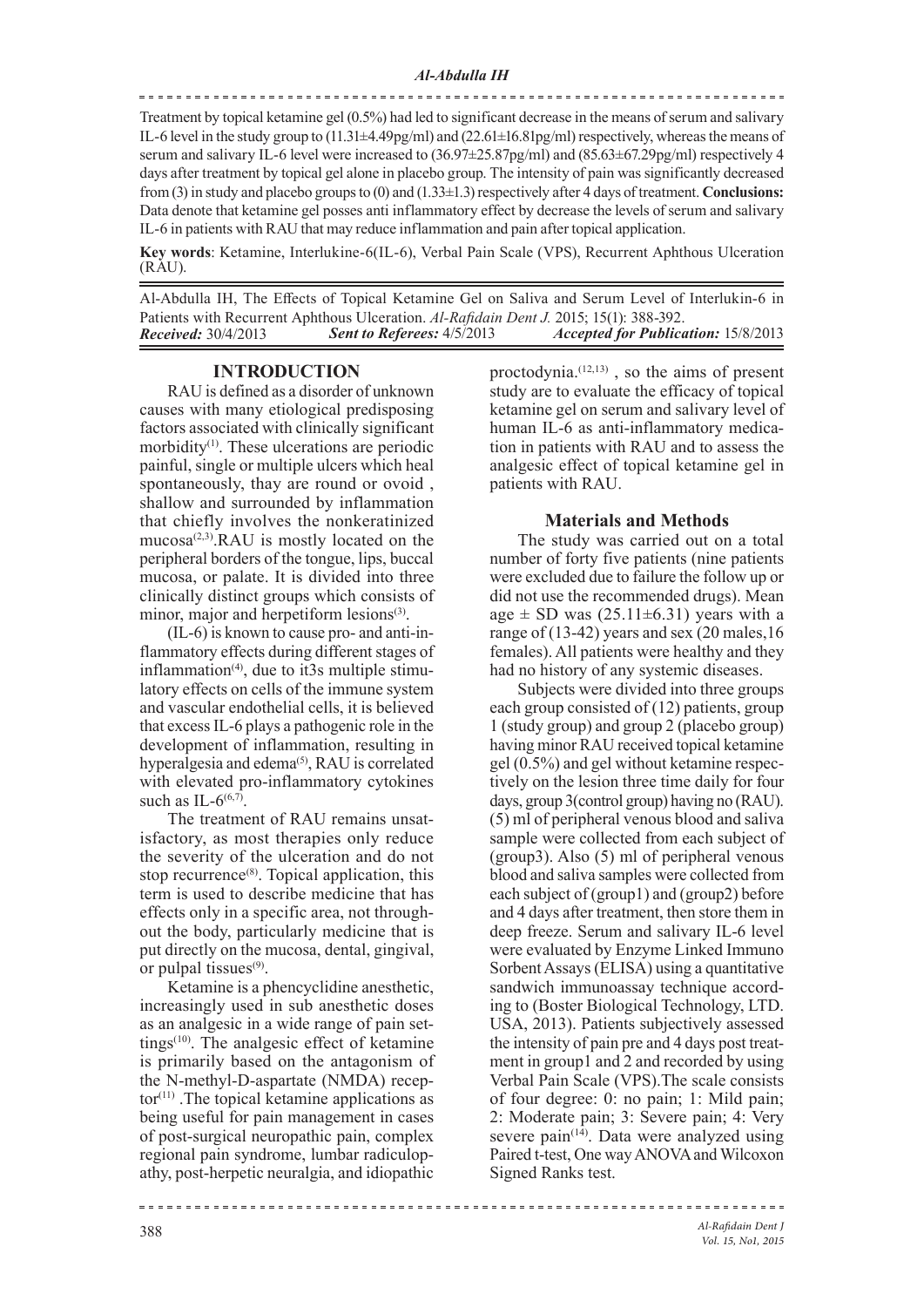Treatment by topical ketamine gel (0.5%) had led to significant decrease in the means of serum and salivary IL-6 level in the study group to (11.31±4.49pg/ml) and (22.61±16.81pg/ml) respectively, whereas the means of serum and salivary IL-6 level were increased to (36.97±25.87pg/ml) and (85.63±67.29pg/ml) respectively 4 days after treatment by topical gel alone in placebo group. The intensity of pain was significantly decreased from (3) in study and placebo groups to (0) and (1.33±1.3) respectively after 4 days of treatment. **Conclusions:** Data denote that ketamine gel posses anti inflammatory effect by decrease the levels of serum and salivary IL-6 in patients with RAU that may reduce inflammation and pain after topical application.

**Key words**: Ketamine, Interlukine-6(IL-6), Verbal Pain Scale (VPS), Recurrent Aphthous Ulceration (RAU).

Al-Abdulla IH, The Effects of Topical Ketamine Gel on Saliva and Serum Level of Interlukin-6 in Patients with Recurrent Aphthous Ulceration. *Al-Rafidain Dent J.* 2015; 15(1): 388-392.
***Received:*** 30/4/2013 ***Sent to Referees:*** 4/5/2013 ***Accepted for Publication:*** 15/8/2013

## INTRODUCTION

RAU is defined as a disorder of unknown causes with many etiological predisposing factors associated with clinically significant morbidity[1]. These ulcerations are periodic painful, single or multiple ulcers which heal spontaneously, thay are round or ovoid , shallow and surrounded by inflammation that chiefly involves the nonkeratinized mucosa[2,3].RAU is mostly located on the peripheral borders of the tongue, lips, buccal mucosa, or palate. It is divided into three clinically distinct groups which consists of minor, major and herpetiform lesions[3].

(IL-6) is known to cause pro- and anti-inflammatory effects during different stages of inflammation[4], due to it3s multiple stimulatory effects on cells of the immune system and vascular endothelial cells, it is believed that excess IL-6 plays a pathogenic role in the development of inflammation, resulting in hyperalgesia and edema[5], RAU is correlated with elevated pro-inflammatory cytokines such as IL-6[6,7].

The treatment of RAU remains unsatisfactory, as most therapies only reduce the severity of the ulceration and do not stop recurrence[8]. Topical application, this term is used to describe medicine that has effects only in a specific area, not throughout the body, particularly medicine that is put directly on the mucosa, dental, gingival, or pulpal tissues[9].

Ketamine is a phencyclidine anesthetic, increasingly used in sub anesthetic doses as an analgesic in a wide range of pain settings[10]. The analgesic effect of ketamine is primarily based on the antagonism of the N-methyl-D-aspartate (NMDA) receptor[11] .The topical ketamine applications as being useful for pain management in cases of post-surgical neuropathic pain, complex regional pain syndrome, lumbar radiculopathy, post-herpetic neuralgia, and idiopathic proctodynia.[12,13] , so the aims of present study are to evaluate the efficacy of topical ketamine gel on serum and salivary level of human IL-6 as anti-inflammatory medication in patients with RAU and to assess the analgesic effect of topical ketamine gel in patients with RAU.

## Materials and Methods

The study was carried out on a total number of forty five patients (nine patients were excluded due to failure the follow up or did not use the recommended drugs). Mean age ± SD was (25.11±6.31) years with a range of (13-42) years and sex (20 males,16 females). All patients were healthy and they had no history of any systemic diseases.

Subjects were divided into three groups each group consisted of (12) patients, group 1 (study group) and group 2 (placebo group) having minor RAU received topical ketamine gel (0.5%) and gel without ketamine respectively on the lesion three time daily for four days, group 3(control group) having no (RAU). (5) ml of peripheral venous blood and saliva sample were collected from each subject of (group3). Also (5) ml of peripheral venous blood and saliva samples were collected from each subject of (group1) and (group2) before and 4 days after treatment, then store them in deep freeze. Serum and salivary IL-6 level were evaluated by Enzyme Linked Immuno Sorbent Assays (ELISA) using a quantitative sandwich immunoassay technique according to (Boster Biological Technology, LTD. USA, 2013). Patients subjectively assessed the intensity of pain pre and 4 days post treatment in group1 and 2 and recorded by using Verbal Pain Scale (VPS).The scale consists of four degree: 0: no pain; 1: Mild pain; 2: Moderate pain; 3: Severe pain; 4: Very severe pain[14]. Data were analyzed using Paired t-test, One way ANOVA and Wilcoxon Signed Ranks test.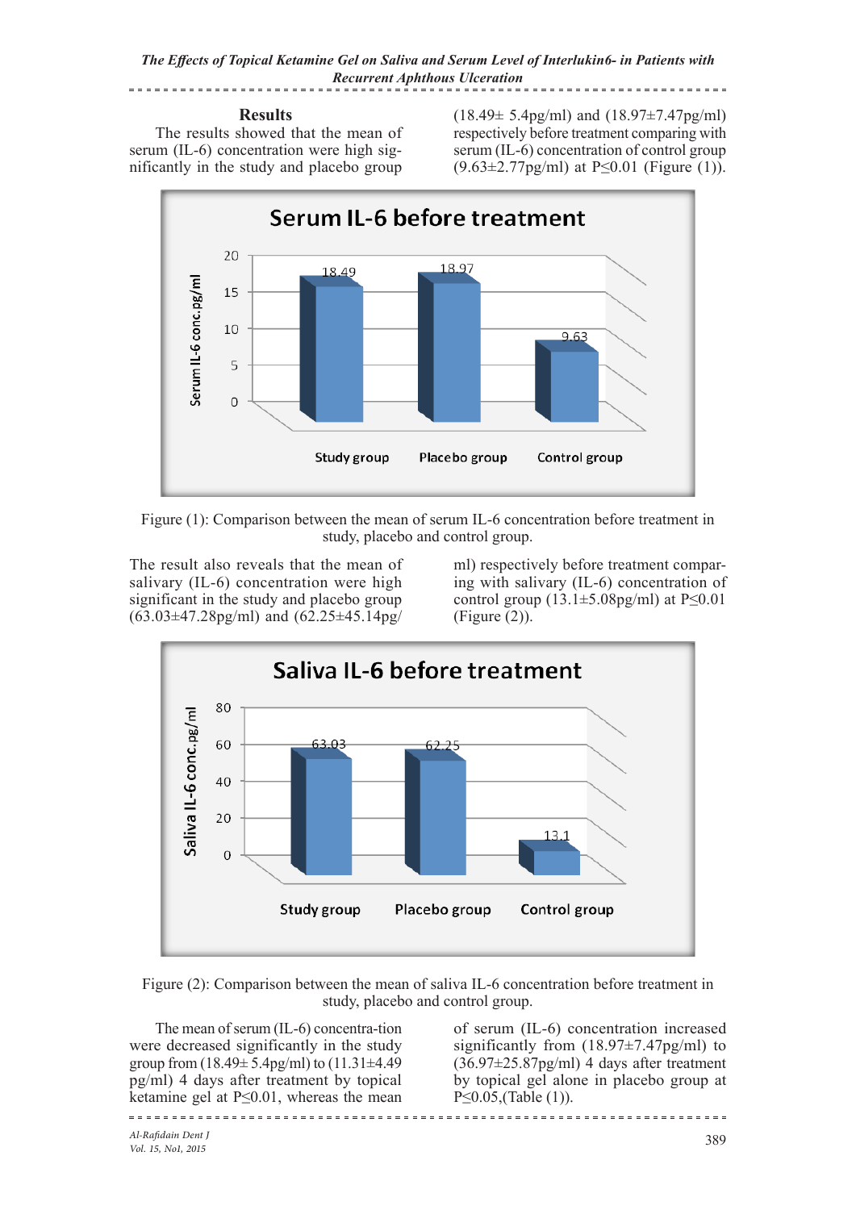## Results

The results showed that the mean of serum (IL-6) concentration were high significantly in the study and placebo group (18.49± 5.4pg/ml) and (18.97±7.47pg/ml) respectively before treatment comparing with serum (IL-6) concentration of control group (9.63±2.77pg/ml) at P≤0.01 (Figure (1)).

Figure (1): Comparison between the mean of serum IL-6 concentration before treatment in study, placebo and control group.

The result also reveals that the mean of salivary (IL-6) concentration were high significant in the study and placebo group (63.03±47.28pg/ml) and (62.25±45.14pg/ml) respectively before treatment comparing with salivary (IL-6) concentration of control group (13.1±5.08pg/ml) at P≤0.01 (Figure (2)).

Figure (2): Comparison between the mean of saliva IL-6 concentration before treatment in study, placebo and control group.

The mean of serum (IL-6) concentra-tion were decreased significantly in the study group from (18.49± 5.4pg/ml) to (11.31±4.49 pg/ml) 4 days after treatment by topical ketamine gel at P≤0.01, whereas the mean of serum (IL-6) concentration increased significantly from (18.97±7.47pg/ml) to (36.97±25.87pg/ml) 4 days after treatment by topical gel alone in placebo group at P≤0.05,(Table (1)).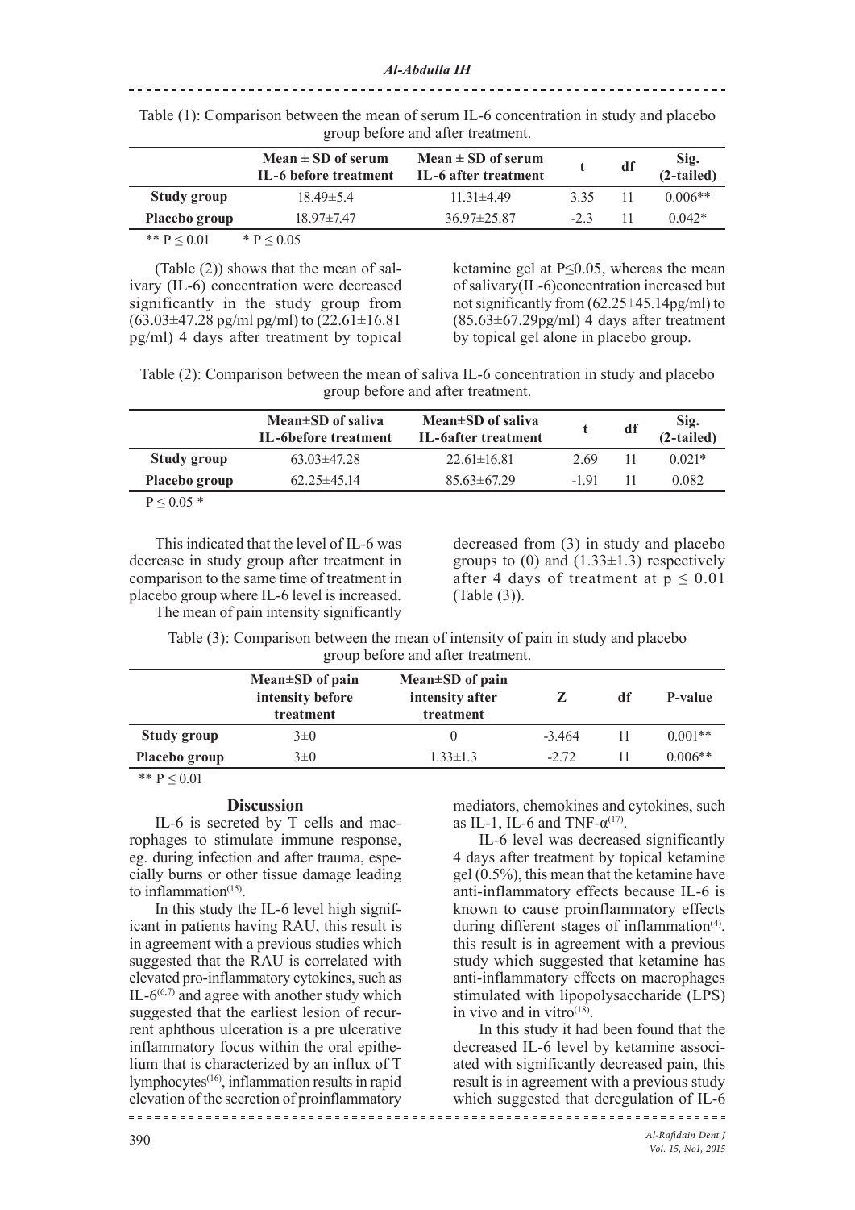Table (1): Comparison between the mean of serum IL-6 concentration in study and placebo group before and after treatment.

| | Mean ± SD of serum IL-6 before treatment | Mean ± SD of serum IL-6 after treatment | t | df | Sig. (2-tailed) |
|---|---|---|---|---|---|
| **Study group** | 18.49±5.4 | 11.31±4.49 | 3.35 | 11 | 0.006** |
| **Placebo group** | 18.97±7.47 | 36.97±25.87 | -2.3 | 11 | 0.042* |

** $P \leq 0.01$ &nbsp;&nbsp;&nbsp; * $P \leq 0.05$

(Table (2)) shows that the mean of salivary (IL-6) concentration were decreased significantly in the study group from (63.03±47.28 pg/ml pg/ml) to (22.61±16.81 pg/ml) 4 days after treatment by topical ketamine gel at P≤0.05, whereas the mean of salivary(IL-6)concentration increased but not significantly from (62.25±45.14pg/ml) to (85.63±67.29pg/ml) 4 days after treatment by topical gel alone in placebo group.

Table (2): Comparison between the mean of saliva IL-6 concentration in study and placebo group before and after treatment.

| | Mean±SD of saliva IL-6before treatment | Mean±SD of saliva IL-6after treatment | t | df | Sig. (2-tailed) |
|---|---|---|---|---|---|
| **Study group** | 63.03±47.28 | 22.61±16.81 | 2.69 | 11 | 0.021* |
| **Placebo group** | 62.25±45.14 | 85.63±67.29 | -1.91 | 11 | 0.082 |

$P \leq 0.05$ *

This indicated that the level of IL-6 was decrease in study group after treatment in comparison to the same time of treatment in placebo group where IL-6 level is increased.

The mean of pain intensity significantly decreased from (3) in study and placebo groups to (0) and (1.33±1.3) respectively after 4 days of treatment at $p \leq 0.01$ (Table (3)).

Table (3): Comparison between the mean of intensity of pain in study and placebo group before and after treatment.

| | Mean±SD of pain intensity before treatment | Mean±SD of pain intensity after treatment | Z | df | P-value |
|---|---|---|---|---|---|
| **Study group** | 3±0 | 0 | -3.464 | 11 | 0.001** |
| **Placebo group** | 3±0 | 1.33±1.3 | -2.72 | 11 | 0.006** |

** $P \leq 0.01$

## Discussion

IL-6 is secreted by T cells and macrophages to stimulate immune response, eg. during infection and after trauma, especially burns or other tissue damage leading to inflammation[15].

In this study the IL-6 level high significant in patients having RAU, this result is in agreement with a previous studies which suggested that the RAU is correlated with elevated pro-inflammatory cytokines, such as IL-6[6,7] and agree with another study which suggested that the earliest lesion of recurrent aphthous ulceration is a pre ulcerative inflammatory focus within the oral epithelium that is characterized by an influx of T lymphocytes[16], inflammation results in rapid elevation of the secretion of proinflammatory mediators, chemokines and cytokines, such as IL-1, IL-6 and TNF-α[17].

IL-6 level was decreased significantly 4 days after treatment by topical ketamine gel (0.5%), this mean that the ketamine have anti-inflammatory effects because IL-6 is known to cause proinflammatory effects during different stages of inflammation[4], this result is in agreement with a previous study which suggested that ketamine has anti-inflammatory effects on macrophages stimulated with lipopolysaccharide (LPS) in vivo and in vitro[18].

In this study it had been found that the decreased IL-6 level by ketamine associated with significantly decreased pain, this result is in agreement with a previous study which suggested that deregulation of IL-6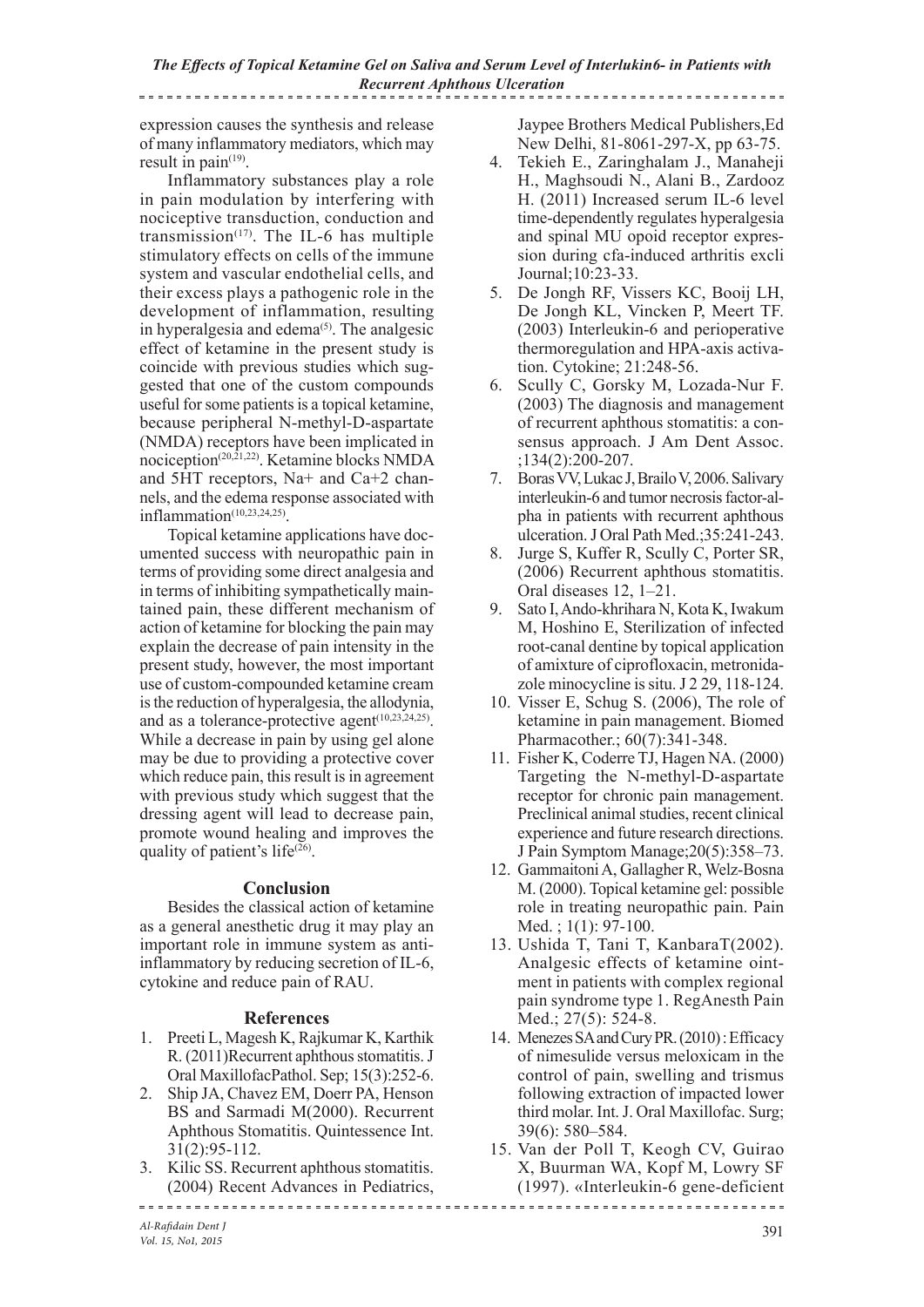expression causes the synthesis and release of many inflammatory mediators, which may result in pain[19].

Inflammatory substances play a role in pain modulation by interfering with nociceptive transduction, conduction and transmission[17]. The IL-6 has multiple stimulatory effects on cells of the immune system and vascular endothelial cells, and their excess plays a pathogenic role in the development of inflammation, resulting in hyperalgesia and edema[5]. The analgesic effect of ketamine in the present study is coincide with previous studies which suggested that one of the custom compounds useful for some patients is a topical ketamine, because peripheral N-methyl-D-aspartate (NMDA) receptors have been implicated in nociception[20,21,22]. Ketamine blocks NMDA and 5HT receptors, Na+ and Ca+2 channels, and the edema response associated with inflammation[10,23,24,25].

Topical ketamine applications have documented success with neuropathic pain in terms of providing some direct analgesia and in terms of inhibiting sympathetically maintained pain, these different mechanism of action of ketamine for blocking the pain may explain the decrease of pain intensity in the present study, however, the most important use of custom-compounded ketamine cream is the reduction of hyperalgesia, the allodynia, and as a tolerance-protective agent[10,23,24,25]. While a decrease in pain by using gel alone may be due to providing a protective cover which reduce pain, this result is in agreement with previous study which suggest that the dressing agent will lead to decrease pain, promote wound healing and improves the quality of patient's life[26].

## Conclusion

Besides the classical action of ketamine as a general anesthetic drug it may play an important role in immune system as anti-inflammatory by reducing secretion of IL-6, cytokine and reduce pain of RAU.

## References

1. Preeti L, Magesh K, Rajkumar K, Karthik R. (2011)Recurrent aphthous stomatitis. J Oral MaxillofacPathol. Sep; 15(3):252-6.
2. Ship JA, Chavez EM, Doerr PA, Henson BS and Sarmadi M(2000). Recurrent Aphthous Stomatitis. Quintessence Int. 31(2):95-112.
3. Kilic SS. Recurrent aphthous stomatitis. (2004) Recent Advances in Pediatrics, Jaypee Brothers Medical Publishers,Ed New Delhi, 81-8061-297-X, pp 63-75.
4. Tekieh E., Zaringhalam J., Manaheji H., Maghsoudi N., Alani B., Zardooz H. (2011) Increased serum IL-6 level time-dependently regulates hyperalgesia and spinal MU opoid receptor expression during cfa-induced arthritis excli Journal;10:23-33.
5. De Jongh RF, Vissers KC, Booij LH, De Jongh KL, Vincken P, Meert TF. (2003) Interleukin-6 and perioperative thermoregulation and HPA-axis activation. Cytokine; 21:248-56.
6. Scully C, Gorsky M, Lozada-Nur F. (2003) The diagnosis and management of recurrent aphthous stomatitis: a consensus approach. J Am Dent Assoc. ;134(2):200-207.
7. Boras VV, Lukac J, Brailo V, 2006. Salivary interleukin-6 and tumor necrosis factor-alpha in patients with recurrent aphthous ulceration. J Oral Path Med.;35:241-243.
8. Jurge S, Kuffer R, Scully C, Porter SR, (2006) Recurrent aphthous stomatitis. Oral diseases 12, 1–21.
9. Sato I, Ando-khrihara N, Kota K, Iwakum M, Hoshino E, Sterilization of infected root-canal dentine by topical application of amixture of ciprofloxacin, metronidazole minocycline is situ. J 2 29, 118-124.
10. Visser E, Schug S. (2006), The role of ketamine in pain management. Biomed Pharmacother.; 60(7):341-348.
11. Fisher K, Coderre TJ, Hagen NA. (2000) Targeting the N-methyl-D-aspartate receptor for chronic pain management. Preclinical animal studies, recent clinical experience and future research directions. J Pain Symptom Manage;20(5):358–73.
12. Gammaitoni A, Gallagher R, Welz-Bosna M. (2000). Topical ketamine gel: possible role in treating neuropathic pain. Pain Med. ; 1(1): 97-100.
13. Ushida T, Tani T, KanbaraT(2002). Analgesic effects of ketamine ointment in patients with complex regional pain syndrome type 1. RegAnesth Pain Med.; 27(5): 524-8.
14. Menezes SA and Cury PR. (2010) : Efficacy of nimesulide versus meloxicam in the control of pain, swelling and trismus following extraction of impacted lower third molar. Int. J. Oral Maxillofac. Surg; 39(6): 580–584.
15. Van der Poll T, Keogh CV, Guirao X, Buurman WA, Kopf M, Lowry SF (1997). «Interleukin-6 gene-deficient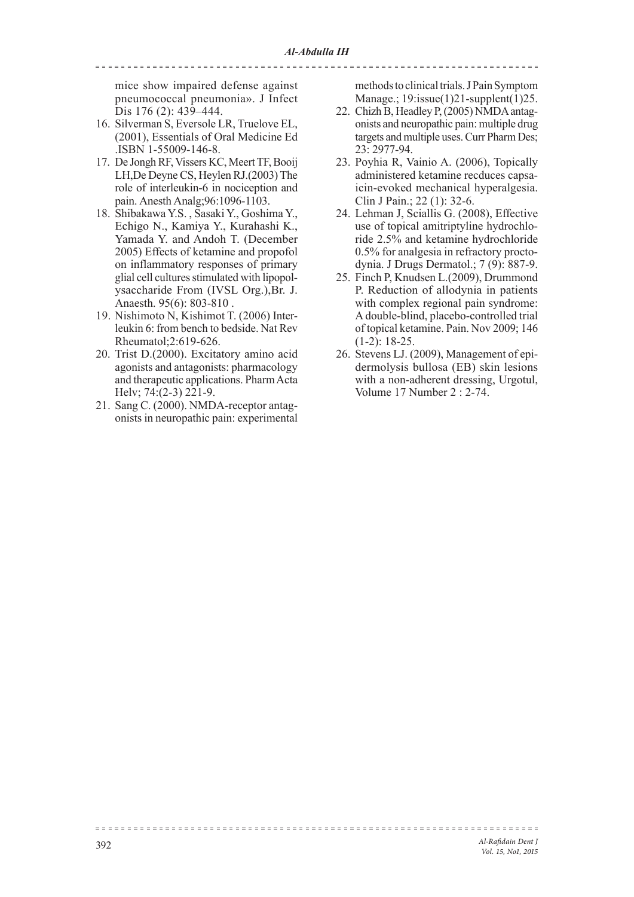mice show impaired defense against pneumococcal pneumonia». J Infect Dis 176 (2): 439–444.

16. Silverman S, Eversole LR, Truelove EL, (2001), Essentials of Oral Medicine Ed .ISBN 1-55009-146-8.
17. De Jongh RF, Vissers KC, Meert TF, Booij LH,De Deyne CS, Heylen RJ.(2003) The role of interleukin-6 in nociception and pain. Anesth Analg;96:1096-1103.
18. Shibakawa Y.S. , Sasaki Y., Goshima Y., Echigo N., Kamiya Y., Kurahashi K., Yamada Y. and Andoh T. (December 2005) Effects of ketamine and propofol on inflammatory responses of primary glial cell cultures stimulated with lipopolysaccharide From (IVSL Org.),Br. J. Anaesth. 95(6): 803-810 .
19. Nishimoto N, Kishimot T. (2006) Interleukin 6: from bench to bedside. Nat Rev Rheumatol;2:619-626.
20. Trist D.(2000). Excitatory amino acid agonists and antagonists: pharmacology and therapeutic applications. Pharm Acta Helv; 74:(2-3) 221-9.
21. Sang C. (2000). NMDA-receptor antagonists in neuropathic pain: experimental methods to clinical trials. J Pain Symptom Manage.; 19:issue(1)21-supplent(1)25.
22. Chizh B, Headley P, (2005) NMDA antagonists and neuropathic pain: multiple drug targets and multiple uses. Curr Pharm Des; 23: 2977-94.
23. Poyhia R, Vainio A. (2006), Topically administered ketamine recduces capsaicin-evoked mechanical hyperalgesia. Clin J Pain.; 22 (1): 32-6.
24. Lehman J, Sciallis G. (2008), Effective use of topical amitriptyline hydrochloride 2.5% and ketamine hydrochloride 0.5% for analgesia in refractory proctodynia. J Drugs Dermatol.; 7 (9): 887-9.
25. Finch P, Knudsen L.(2009), Drummond P. Reduction of allodynia in patients with complex regional pain syndrome: A double-blind, placebo-controlled trial of topical ketamine. Pain. Nov 2009; 146 (1-2): 18-25.
26. Stevens LJ. (2009), Management of epidermolysis bullosa (EB) skin lesions with a non-adherent dressing, Urgotul, Volume 17 Number 2 : 2-74.